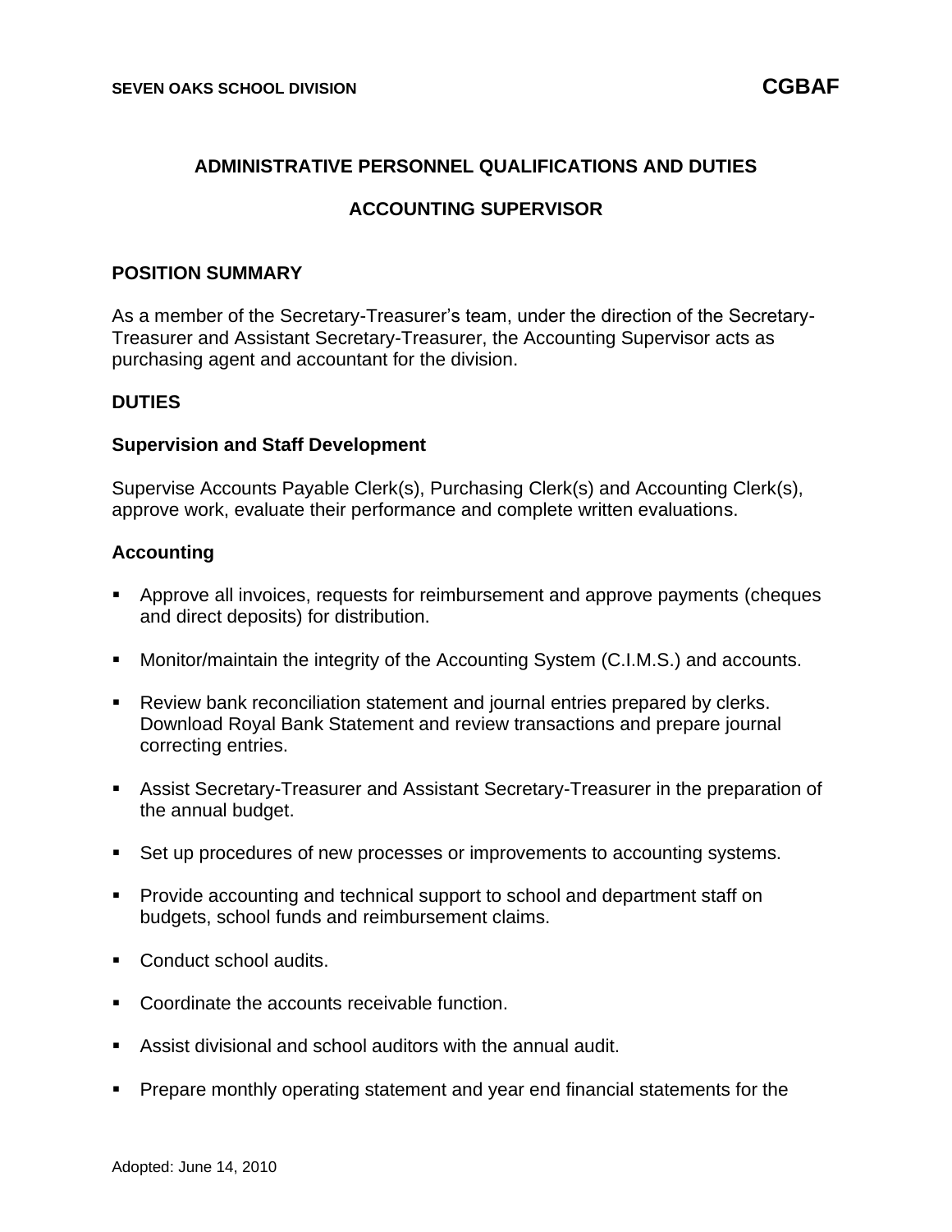SEVEN OAKS SCHOOL DIVISION **CGBAF**

## ADMINISTRATIVE PERSONNEL QUALIFICATIONS AND DUTIES

## ACCOUNTING SUPERVISOR

### POSITION SUMMARY

As a member of the Secretary-Treasurer's team, under the direction of the Secretary-Treasurer and Assistant Secretary-Treasurer, the Accounting Supervisor acts as purchasing agent and accountant for the division.

### DUTIES

#### Supervision and Staff Development

Supervise Accounts Payable Clerk(s), Purchasing Clerk(s) and Accounting Clerk(s), approve work, evaluate their performance and complete written evaluations.

#### Accounting

- Approve all invoices, requests for reimbursement and approve payments (cheques and direct deposits) for distribution.
- Monitor/maintain the integrity of the Accounting System (C.I.M.S.) and accounts.
- Review bank reconciliation statement and journal entries prepared by clerks. Download Royal Bank Statement and review transactions and prepare journal correcting entries.
- Assist Secretary-Treasurer and Assistant Secretary-Treasurer in the preparation of the annual budget.
- Set up procedures of new processes or improvements to accounting systems.
- Provide accounting and technical support to school and department staff on budgets, school funds and reimbursement claims.
- Conduct school audits.
- Coordinate the accounts receivable function.
- Assist divisional and school auditors with the annual audit.
- Prepare monthly operating statement and year end financial statements for the

Adopted: June 14, 2010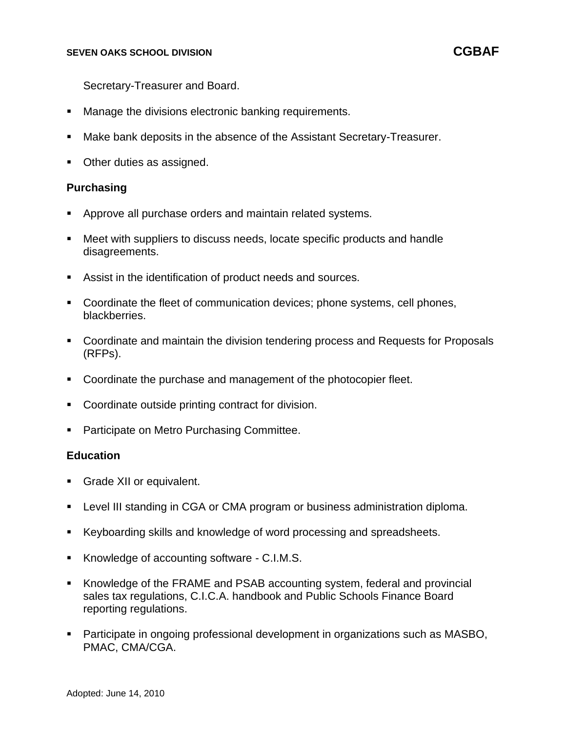Secretary-Treasurer and Board.

- Manage the divisions electronic banking requirements.
- Make bank deposits in the absence of the Assistant Secretary-Treasurer.
- Other duties as assigned.

**Purchasing**

- Approve all purchase orders and maintain related systems.
- Meet with suppliers to discuss needs, locate specific products and handle disagreements.
- Assist in the identification of product needs and sources.
- Coordinate the fleet of communication devices; phone systems, cell phones, blackberries.
- Coordinate and maintain the division tendering process and Requests for Proposals (RFPs).
- Coordinate the purchase and management of the photocopier fleet.
- Coordinate outside printing contract for division.
- Participate on Metro Purchasing Committee.

**Education**

- Grade XII or equivalent.
- Level III standing in CGA or CMA program or business administration diploma.
- Keyboarding skills and knowledge of word processing and spreadsheets.
- Knowledge of accounting software - C.I.M.S.
- Knowledge of the FRAME and PSAB accounting system, federal and provincial sales tax regulations, C.I.C.A. handbook and Public Schools Finance Board reporting regulations.
- Participate in ongoing professional development in organizations such as MASBO, PMAC, CMA/CGA.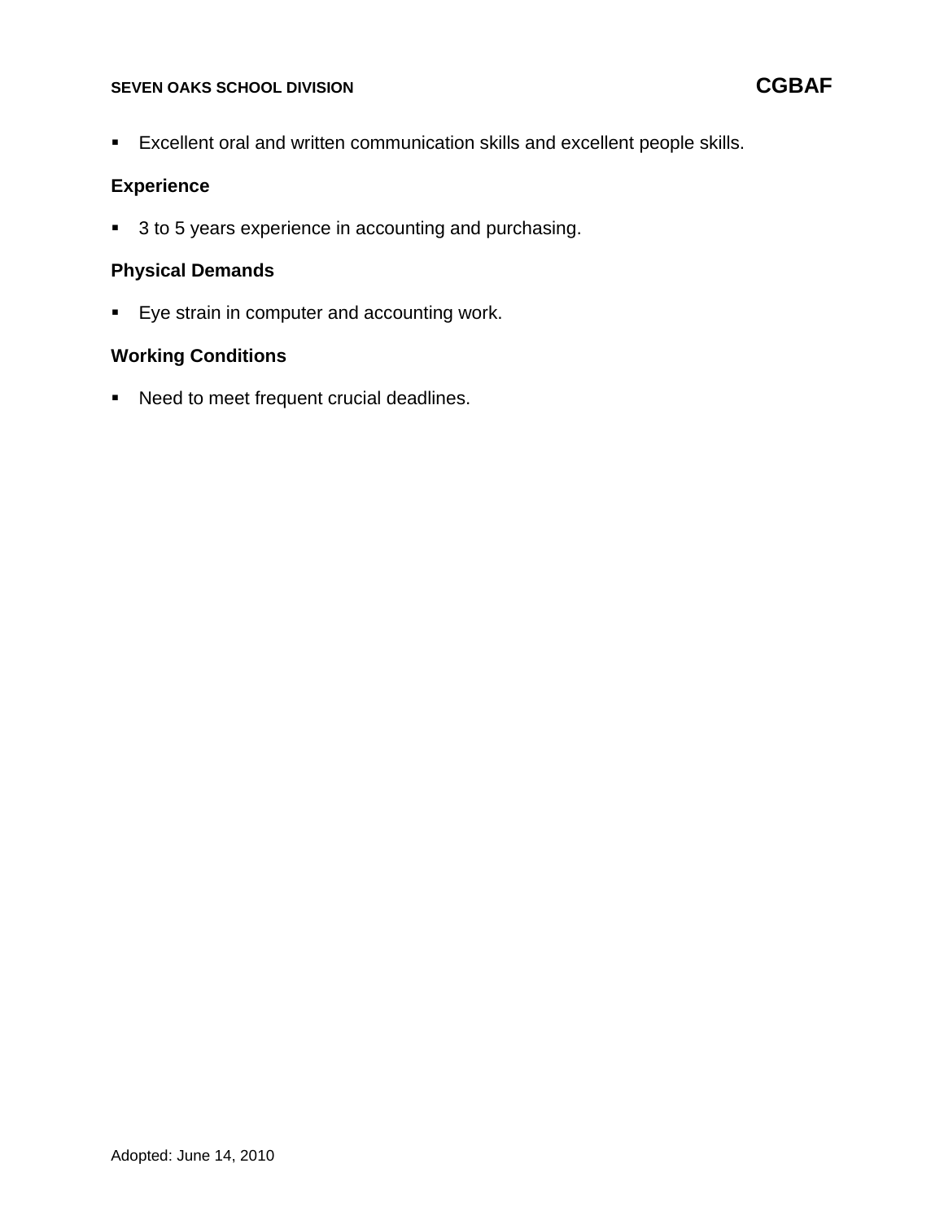- Excellent oral and written communication skills and excellent people skills.

**Experience**

- 3 to 5 years experience in accounting and purchasing.

**Physical Demands**

- Eye strain in computer and accounting work.

**Working Conditions**

- Need to meet frequent crucial deadlines.

Adopted: June 14, 2010